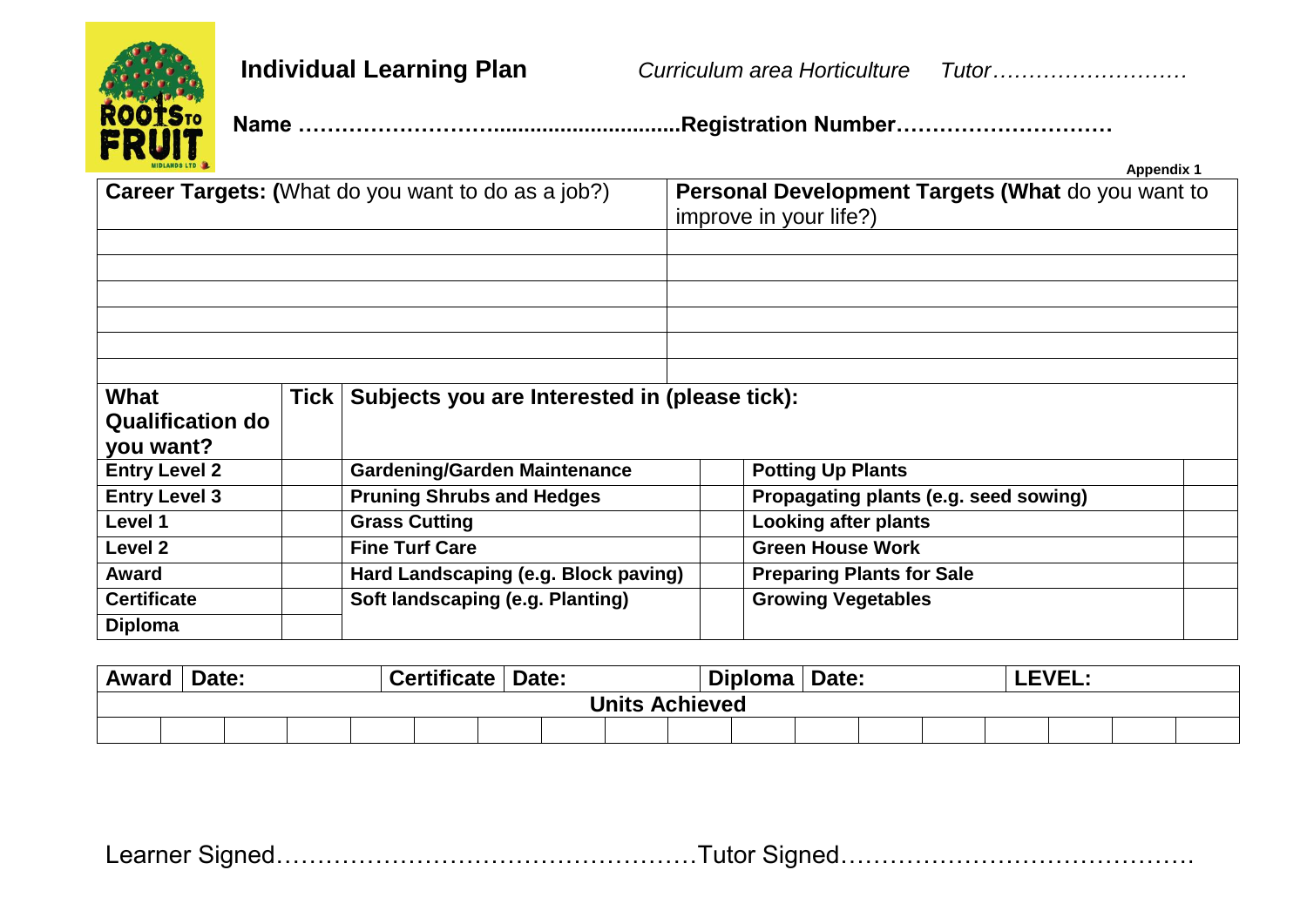# Individual Learning Plan

*Curriculum area Horticulture* *Tutor……………………….*

**Name ……………………….........................................Registration Number…………………………**

**Appendix 1**

| **Career Targets: (**What do you want to do as a job?) | **Personal Development Targets (What** do you want to improve in your life?) |
|---|---|
| | |
| | |
| | |
| | |
| | |
| | |

| **What Qualification do you want?** | **Tick** | **Subjects you are Interested in (please tick):** | | | |
|---|---|---|---|---|---|
| **Entry Level 2** | | **Gardening/Garden Maintenance** | | **Potting Up Plants** | |
| **Entry Level 3** | | **Pruning Shrubs and Hedges** | | **Propagating plants (e.g. seed sowing)** | |
| **Level 1** | | **Grass Cutting** | | **Looking after plants** | |
| **Level 2** | | **Fine Turf Care** | | **Green House Work** | |
| **Award** | | **Hard Landscaping (e.g. Block paving)** | | **Preparing Plants for Sale** | |
| **Certificate** | | **Soft landscaping (e.g. Planting)** | | **Growing Vegetables** | |
| **Diploma** | | | | | |

| **Award** | **Date:** | **Certificate** | **Date:** | **Diploma** | **Date:** | **LEVEL:** |
|---|---|---|---|---|---|---|

| **Units Achieved** | | | | | | | | | | | | | | | | | |
|---|---|---|---|---|---|---|---|---|---|---|---|---|---|---|---|---|---|
| | | | | | | | | | | | | | | | | | |

Learner Signed……………………………………………Tutor Signed…………………………………….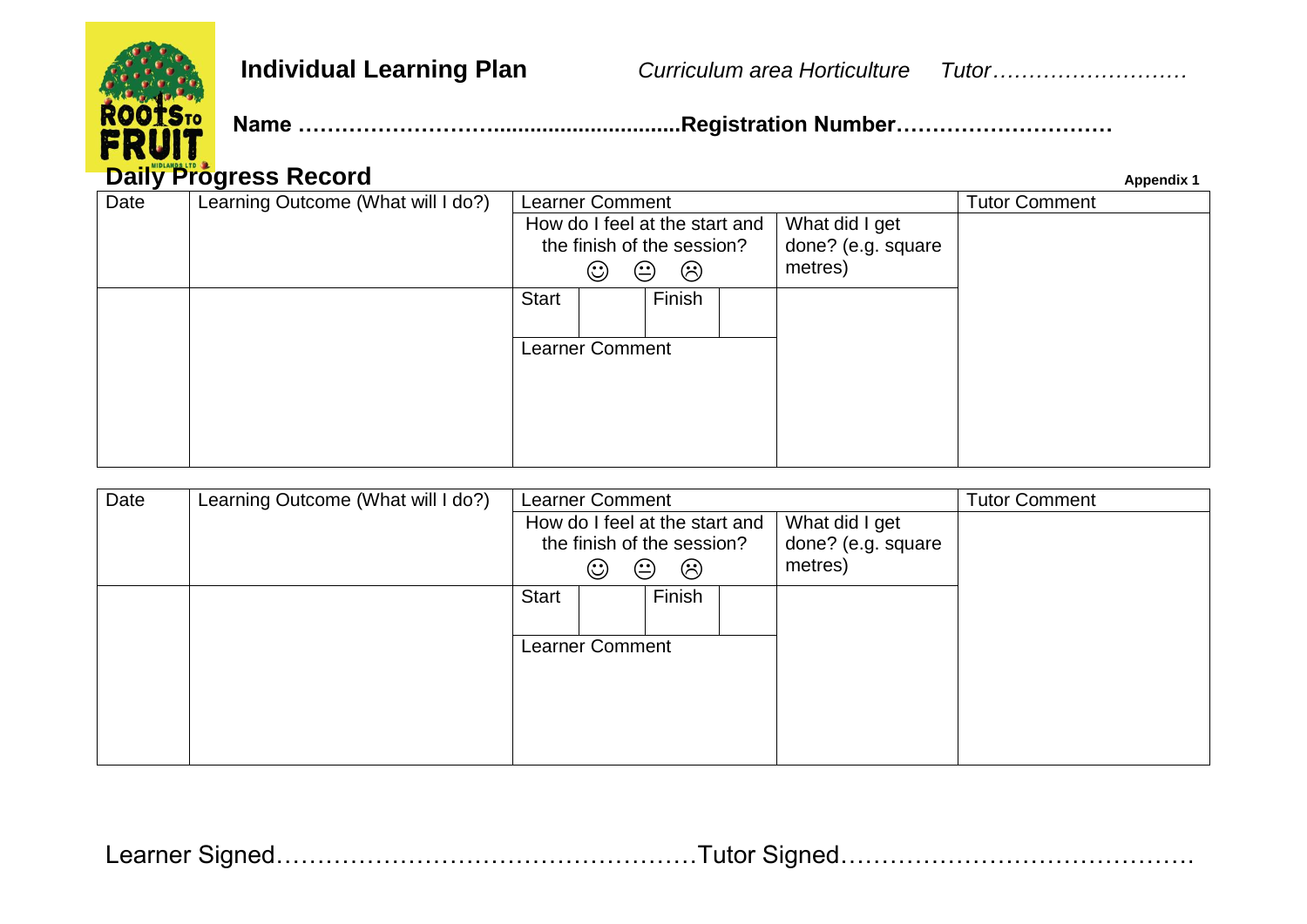**Individual Learning Plan** *Curriculum area Horticulture* *Tutor………………………*

**Name ……………………..............................Registration Number…………………………**

## Daily Progress Record

**Appendix 1**

| Date | Learning Outcome (What will I do?) | Learner Comment | | | | | Tutor Comment |
|---|---|---|---|---|---|---|---|
| | | How do I feel at the start and the finish of the session? ☺ 😐 ☹ | | | | What did I get done? (e.g. square metres) | |
| | | Start | | Finish | | | |
| | | Learner Comment | | | | | |

| Date | Learning Outcome (What will I do?) | Learner Comment | | | | | Tutor Comment |
|---|---|---|---|---|---|---|---|
| | | How do I feel at the start and the finish of the session? ☺ 😐 ☹ | | | | What did I get done? (e.g. square metres) | |
| | | Start | | Finish | | | |
| | | Learner Comment | | | | | |

Learner Signed……………………………………………Tutor Signed…………………………………….